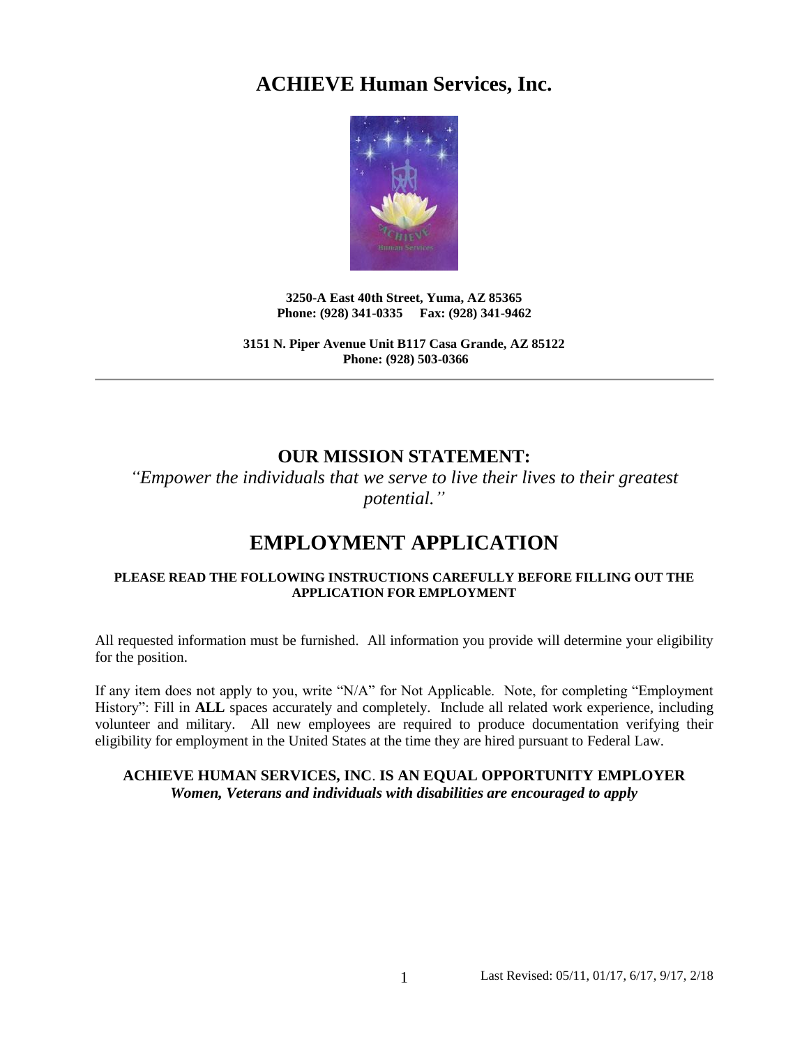# ACHIEVE Human Services, Inc.

**3250-A East 40th Street, Yuma, AZ 85365**
**Phone: (928) 341-0335 Fax: (928) 341-9462**

**3151 N. Piper Avenue Unit B117 Casa Grande, AZ 85122**
**Phone: (928) 503-0366**

---

## OUR MISSION STATEMENT:

*"Empower the individuals that we serve to live their lives to their greatest potential."*

# EMPLOYMENT APPLICATION

**PLEASE READ THE FOLLOWING INSTRUCTIONS CAREFULLY BEFORE FILLING OUT THE APPLICATION FOR EMPLOYMENT**

All requested information must be furnished. All information you provide will determine your eligibility for the position.

If any item does not apply to you, write "N/A" for Not Applicable. Note, for completing "Employment History": Fill in **ALL** spaces accurately and completely. Include all related work experience, including volunteer and military. All new employees are required to produce documentation verifying their eligibility for employment in the United States at the time they are hired pursuant to Federal Law.

**ACHIEVE HUMAN SERVICES, INC. IS AN EQUAL OPPORTUNITY EMPLOYER**
***Women, Veterans and individuals with disabilities are encouraged to apply***

Last Revised: 05/11, 01/17, 6/17, 9/17, 2/18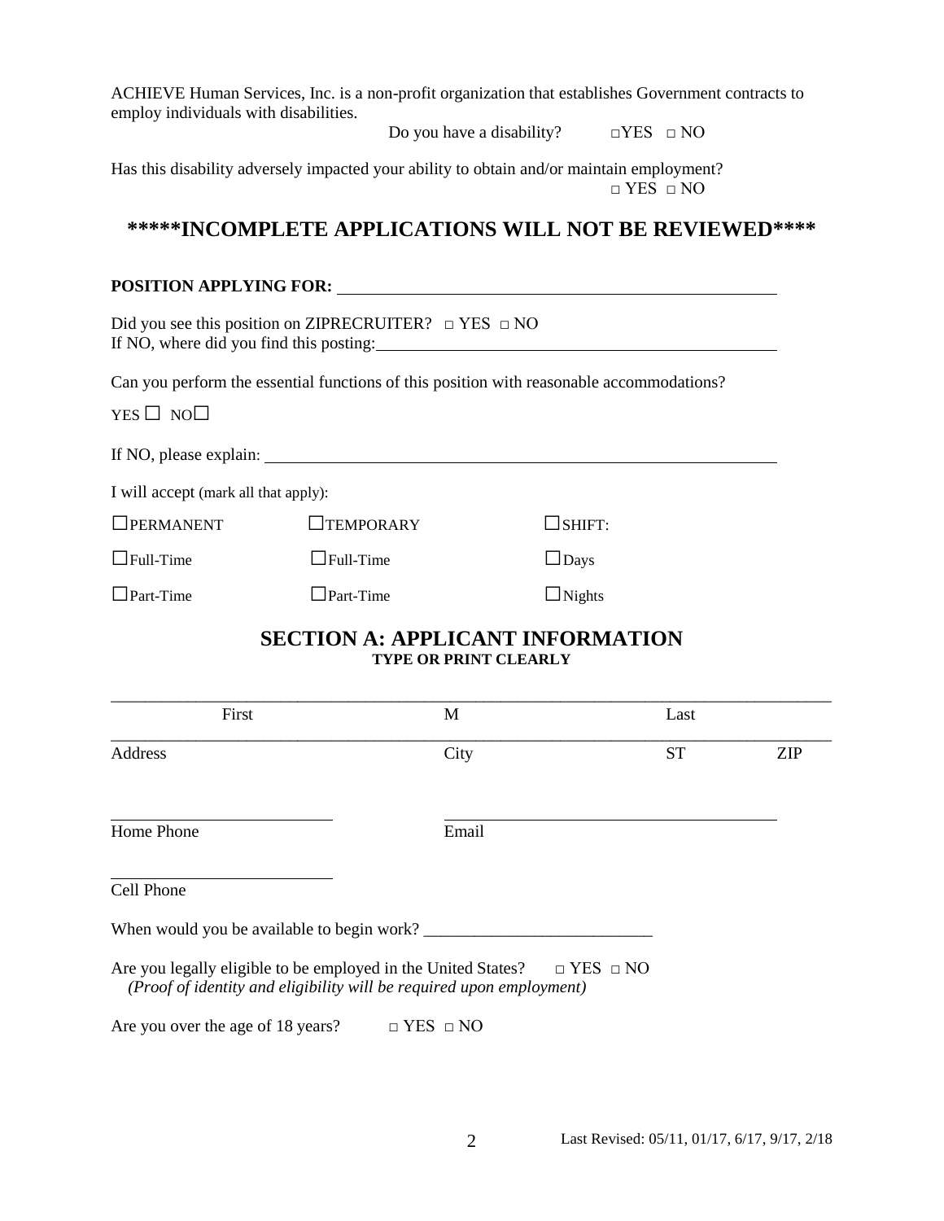ACHIEVE Human Services, Inc. is a non-profit organization that establishes Government contracts to employ individuals with disabilities.

Do you have a disability? □YES □ NO

Has this disability adversely impacted your ability to obtain and/or maintain employment?
□ YES □ NO

## *****INCOMPLETE APPLICATIONS WILL NOT BE REVIEWED****

**POSITION APPLYING FOR:** ______________________________

Did you see this position on ZIPRECRUITER? □ YES □ NO
If NO, where did you find this posting: ______________________________

Can you perform the essential functions of this position with reasonable accommodations?

YES ☐ NO☐

If NO, please explain: ______________________________

I will accept (mark all that apply):

| | | |
|---|---|---|
| ☐PERMANENT | ☐TEMPORARY | ☐SHIFT: |
| ☐Full-Time | ☐Full-Time | ☐Days |
| ☐Part-Time | ☐Part-Time | ☐Nights |

## SECTION A: APPLICANT INFORMATION

**TYPE OR PRINT CLEARLY**

______________________________________________________________

First M Last

______________________________________________________________

Address City ST ZIP

______________________ ______________________

Home Phone Email

______________________

Cell Phone

When would you be available to begin work? ___________________________

Are you legally eligible to be employed in the United States? □ YES □ NO
*(Proof of identity and eligibility will be required upon employment)*

Are you over the age of 18 years? □ YES □ NO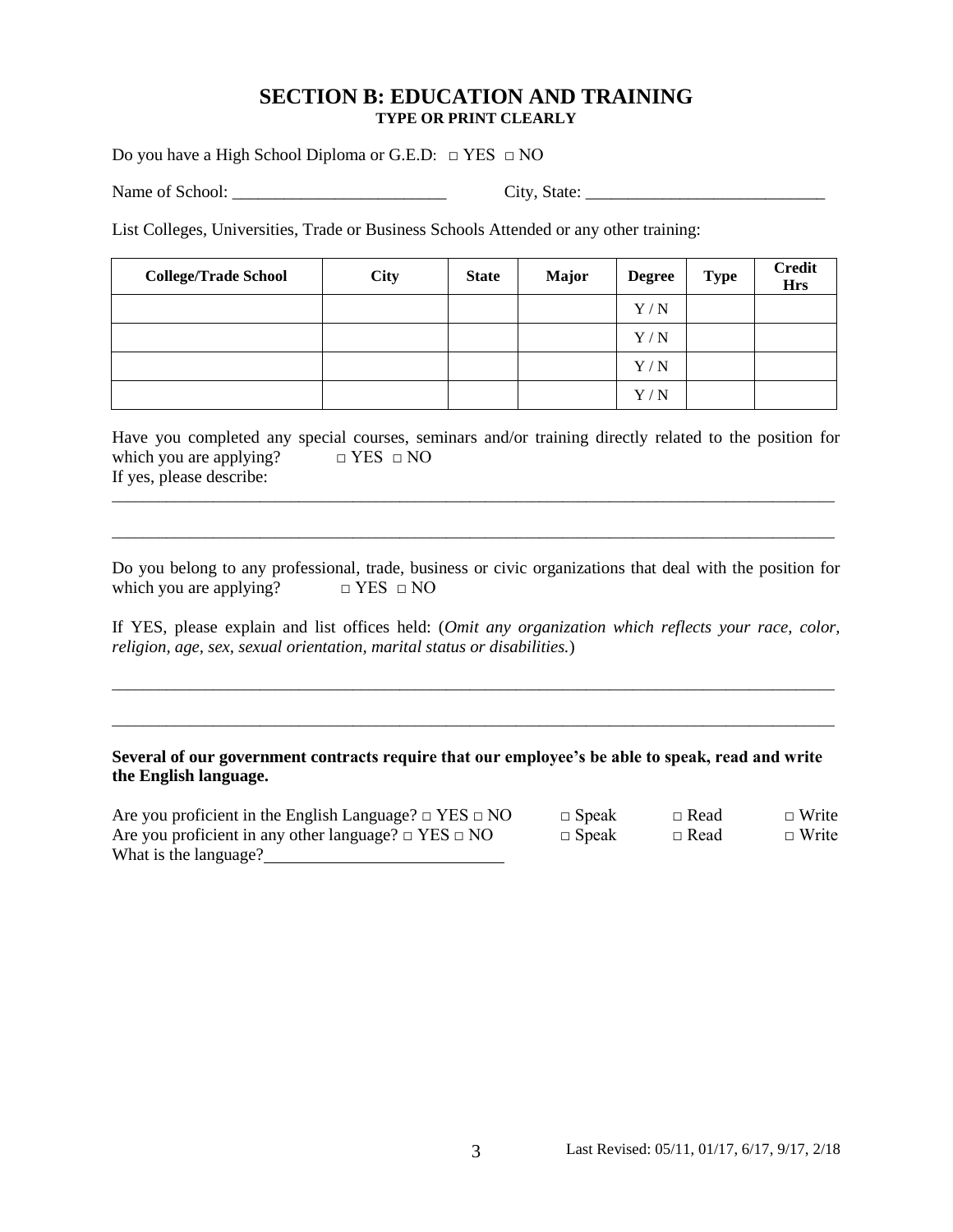## SECTION B: EDUCATION AND TRAINING

**TYPE OR PRINT CLEARLY**

Do you have a High School Diploma or G.E.D: □ YES □ NO

Name of School: _________________________ City, State: ____________________________

List Colleges, Universities, Trade or Business Schools Attended or any other training:

| College/Trade School | City | State | Major | Degree | Type | Credit Hrs |
|---|---|---|---|---|---|---|
| | | | | Y / N | | |
| | | | | Y / N | | |
| | | | | Y / N | | |
| | | | | Y / N | | |

Have you completed any special courses, seminars and/or training directly related to the position for which you are applying? □ YES □ NO

If yes, please describe:

_______________________________________________________________________________________

_______________________________________________________________________________________

Do you belong to any professional, trade, business or civic organizations that deal with the position for which you are applying? □ YES □ NO

If YES, please explain and list offices held: (*Omit any organization which reflects your race, color, religion, age, sex, sexual orientation, marital status or disabilities.*)

_______________________________________________________________________________________

_______________________________________________________________________________________

**Several of our government contracts require that our employee's be able to speak, read and write the English language.**

Are you proficient in the English Language? □ YES □ NO □ Speak □ Read □ Write

Are you proficient in any other language? □ YES □ NO □ Speak □ Read □ Write

What is the language?____________________________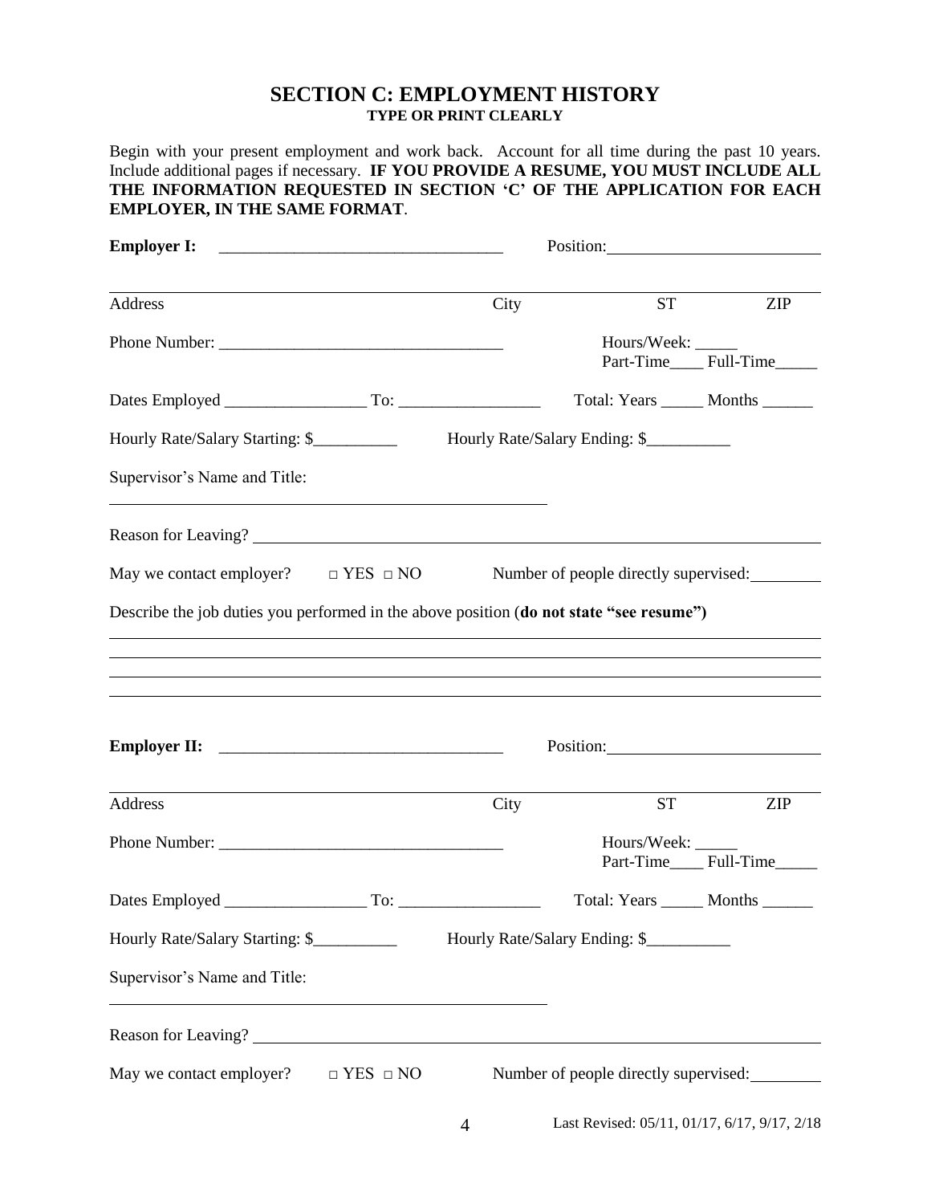## SECTION C: EMPLOYMENT HISTORY

**TYPE OR PRINT CLEARLY**

Begin with your present employment and work back. Account for all time during the past 10 years. Include additional pages if necessary. **IF YOU PROVIDE A RESUME, YOU MUST INCLUDE ALL THE INFORMATION REQUESTED IN SECTION 'C' OF THE APPLICATION FOR EACH EMPLOYER, IN THE SAME FORMAT**.

**Employer I:** ______________________________ Position: ______________________________

______________________________________________________________________

Address City ST ZIP

Phone Number: ______________________________ Hours/Week: _____
Part-Time____ Full-Time_____

Dates Employed _________________ To: _________________ Total: Years _____ Months ______

Hourly Rate/Salary Starting: $__________ Hourly Rate/Salary Ending: $__________

Supervisor's Name and Title:

______________________________________________

Reason for Leaving? ______________________________________________________________

May we contact employer? □ YES □ NO Number of people directly supervised: ________

Describe the job duties you performed in the above position (**do not state "see resume")**

______________________________________________________________________

______________________________________________________________________

______________________________________________________________________

______________________________________________________________________

**Employer II:** ______________________________ Position: ______________________________

______________________________________________________________________

Address City ST ZIP

Phone Number: ______________________________ Hours/Week: _____
Part-Time____ Full-Time_____

Dates Employed _________________ To: _________________ Total: Years _____ Months ______

Hourly Rate/Salary Starting: $__________ Hourly Rate/Salary Ending: $__________

Supervisor's Name and Title:

______________________________________________

Reason for Leaving? ______________________________________________________________

May we contact employer? □ YES □ NO Number of people directly supervised: ________

Last Revised: 05/11, 01/17, 6/17, 9/17, 2/18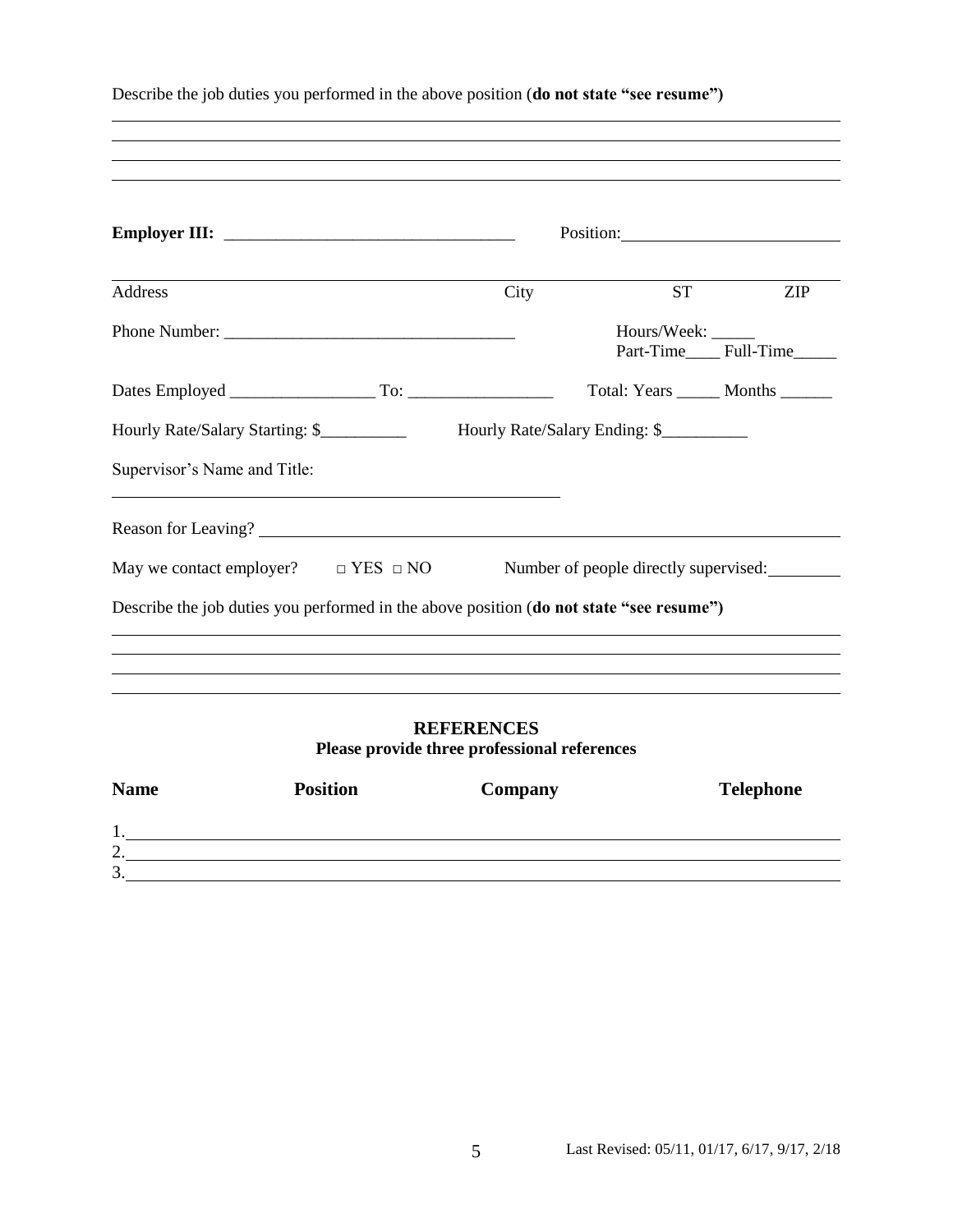Describe the job duties you performed in the above position (**do not state "see resume"**)

\_\_\_\_\_\_\_\_\_\_\_\_\_\_\_\_\_\_\_\_\_\_\_\_\_\_\_\_\_\_\_\_\_\_\_\_\_\_\_\_\_\_\_\_\_\_\_\_\_\_\_\_\_\_\_\_\_\_\_\_\_\_\_\_\_\_\_\_\_\_\_\_\_\_\_\_

\_\_\_\_\_\_\_\_\_\_\_\_\_\_\_\_\_\_\_\_\_\_\_\_\_\_\_\_\_\_\_\_\_\_\_\_\_\_\_\_\_\_\_\_\_\_\_\_\_\_\_\_\_\_\_\_\_\_\_\_\_\_\_\_\_\_\_\_\_\_\_\_\_\_\_\_

\_\_\_\_\_\_\_\_\_\_\_\_\_\_\_\_\_\_\_\_\_\_\_\_\_\_\_\_\_\_\_\_\_\_\_\_\_\_\_\_\_\_\_\_\_\_\_\_\_\_\_\_\_\_\_\_\_\_\_\_\_\_\_\_\_\_\_\_\_\_\_\_\_\_\_\_

\_\_\_\_\_\_\_\_\_\_\_\_\_\_\_\_\_\_\_\_\_\_\_\_\_\_\_\_\_\_\_\_\_\_\_\_\_\_\_\_\_\_\_\_\_\_\_\_\_\_\_\_\_\_\_\_\_\_\_\_\_\_\_\_\_\_\_\_\_\_\_\_\_\_\_\_

**Employer III:** \_\_\_\_\_\_\_\_\_\_\_\_\_\_\_\_\_\_\_\_\_\_\_\_\_\_\_\_\_\_\_\_\_\_ Position: \_\_\_\_\_\_\_\_\_\_\_\_\_\_\_\_\_\_\_\_\_\_\_\_\_\_

\_\_\_\_\_\_\_\_\_\_\_\_\_\_\_\_\_\_\_\_\_\_\_\_\_\_\_\_\_\_\_\_\_\_\_\_\_\_\_\_\_\_\_\_\_\_\_\_\_\_\_\_\_\_\_\_\_\_\_\_\_\_\_\_\_\_\_\_\_\_\_\_\_\_\_\_

Address City ST ZIP

Phone Number: \_\_\_\_\_\_\_\_\_\_\_\_\_\_\_\_\_\_\_\_\_\_\_\_\_\_\_\_\_\_\_\_\_\_\_ Hours/Week: \_\_\_\_\_
Part-Time\_\_\_\_ Full-Time\_\_\_\_\_

Dates Employed \_\_\_\_\_\_\_\_\_\_\_\_\_\_\_\_\_ To: \_\_\_\_\_\_\_\_\_\_\_\_\_\_\_\_\_ Total: Years \_\_\_\_\_ Months \_\_\_\_\_\_

Hourly Rate/Salary Starting: $\_\_\_\_\_\_\_\_\_\_ Hourly Rate/Salary Ending: $\_\_\_\_\_\_\_\_\_\_

Supervisor's Name and Title:

\_\_\_\_\_\_\_\_\_\_\_\_\_\_\_\_\_\_\_\_\_\_\_\_\_\_\_\_\_\_\_\_\_\_\_\_\_\_\_\_\_\_\_\_\_\_\_\_\_\_\_\_\_\_

Reason for Leaving? \_\_\_\_\_\_\_\_\_\_\_\_\_\_\_\_\_\_\_\_\_\_\_\_\_\_\_\_\_\_\_\_\_\_\_\_\_\_\_\_\_\_\_\_\_\_\_\_\_\_\_\_\_\_\_\_\_\_\_\_\_\_

May we contact employer? □ YES □ NO Number of people directly supervised: \_\_\_\_\_\_\_\_\_

Describe the job duties you performed in the above position (**do not state "see resume"**)

\_\_\_\_\_\_\_\_\_\_\_\_\_\_\_\_\_\_\_\_\_\_\_\_\_\_\_\_\_\_\_\_\_\_\_\_\_\_\_\_\_\_\_\_\_\_\_\_\_\_\_\_\_\_\_\_\_\_\_\_\_\_\_\_\_\_\_\_\_\_\_\_\_\_\_\_

\_\_\_\_\_\_\_\_\_\_\_\_\_\_\_\_\_\_\_\_\_\_\_\_\_\_\_\_\_\_\_\_\_\_\_\_\_\_\_\_\_\_\_\_\_\_\_\_\_\_\_\_\_\_\_\_\_\_\_\_\_\_\_\_\_\_\_\_\_\_\_\_\_\_\_\_

\_\_\_\_\_\_\_\_\_\_\_\_\_\_\_\_\_\_\_\_\_\_\_\_\_\_\_\_\_\_\_\_\_\_\_\_\_\_\_\_\_\_\_\_\_\_\_\_\_\_\_\_\_\_\_\_\_\_\_\_\_\_\_\_\_\_\_\_\_\_\_\_\_\_\_\_

\_\_\_\_\_\_\_\_\_\_\_\_\_\_\_\_\_\_\_\_\_\_\_\_\_\_\_\_\_\_\_\_\_\_\_\_\_\_\_\_\_\_\_\_\_\_\_\_\_\_\_\_\_\_\_\_\_\_\_\_\_\_\_\_\_\_\_\_\_\_\_\_\_\_\_\_

## REFERENCES

**Please provide three professional references**

| Name | Position | Company | Telephone |
|---|---|---|---|
| 1. | | | |
| 2. | | | |
| 3. | | | |

Last Revised: 05/11, 01/17, 6/17, 9/17, 2/18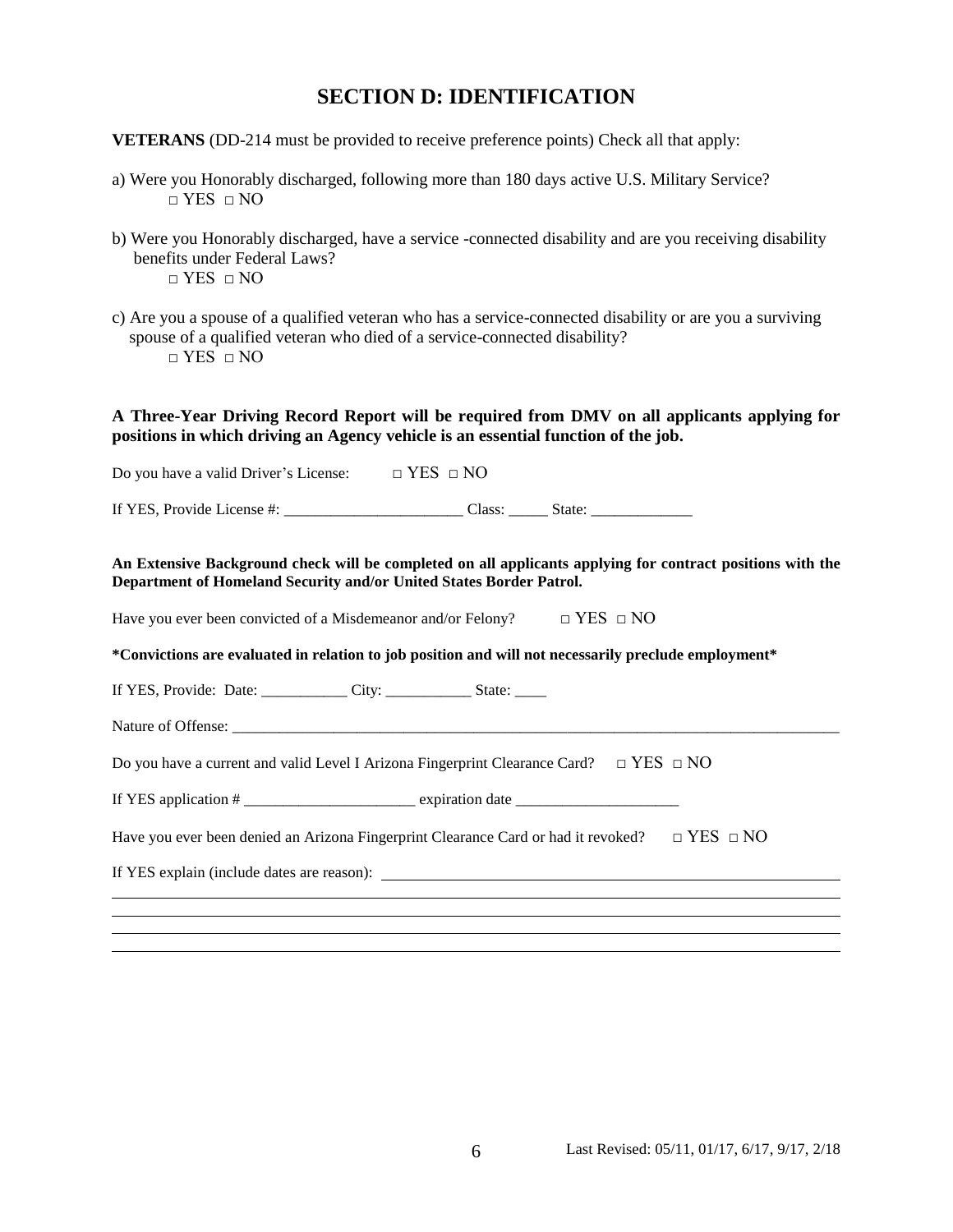# SECTION D: IDENTIFICATION

**VETERANS** (DD-214 must be provided to receive preference points) Check all that apply:

a) Were you Honorably discharged, following more than 180 days active U.S. Military Service?
□ YES □ NO

b) Were you Honorably discharged, have a service -connected disability and are you receiving disability benefits under Federal Laws?
□ YES □ NO

c) Are you a spouse of a qualified veteran who has a service-connected disability or are you a surviving spouse of a qualified veteran who died of a service-connected disability?
□ YES □ NO

**A Three-Year Driving Record Report will be required from DMV on all applicants applying for positions in which driving an Agency vehicle is an essential function of the job.**

Do you have a valid Driver's License: □ YES □ NO

If YES, Provide License #: _______________________ Class: _____ State: _____________

**An Extensive Background check will be completed on all applicants applying for contract positions with the Department of Homeland Security and/or United States Border Patrol.**

Have you ever been convicted of a Misdemeanor and/or Felony? □ YES □ NO

**\*Convictions are evaluated in relation to job position and will not necessarily preclude employment\***

If YES, Provide: Date: ___________ City: ___________ State: ____

Nature of Offense: ___________________________________________________________________________

Do you have a current and valid Level I Arizona Fingerprint Clearance Card? □ YES □ NO

If YES application # ______________________ expiration date _____________________

Have you ever been denied an Arizona Fingerprint Clearance Card or had it revoked? □ YES □ NO

If YES explain (include dates are reason): ___________________________________________________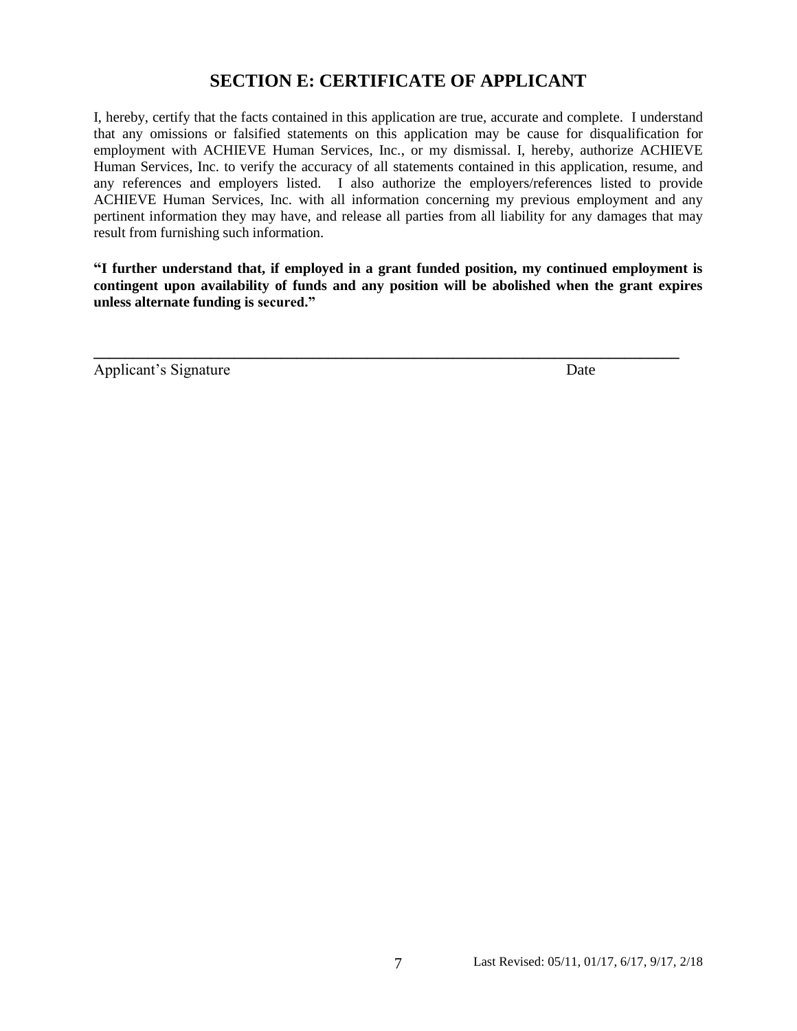## SECTION E: CERTIFICATE OF APPLICANT

I, hereby, certify that the facts contained in this application are true, accurate and complete. I understand that any omissions or falsified statements on this application may be cause for disqualification for employment with ACHIEVE Human Services, Inc., or my dismissal. I, hereby, authorize ACHIEVE Human Services, Inc. to verify the accuracy of all statements contained in this application, resume, and any references and employers listed. I also authorize the employers/references listed to provide ACHIEVE Human Services, Inc. with all information concerning my previous employment and any pertinent information they may have, and release all parties from all liability for any damages that may result from furnishing such information.

**"I further understand that, if employed in a grant funded position, my continued employment is contingent upon availability of funds and any position will be abolished when the grant expires unless alternate funding is secured."**

\_\_\_\_\_\_\_\_\_\_\_\_\_\_\_\_\_\_\_\_\_\_\_\_\_\_\_\_\_\_\_\_\_\_\_\_\_\_\_\_\_\_\_\_\_\_\_\_\_\_\_\_\_\_\_\_\_\_\_\_\_\_\_\_\_\_\_\_\_\_\_\_\_

Applicant's Signature Date

Last Revised: 05/11, 01/17, 6/17, 9/17, 2/18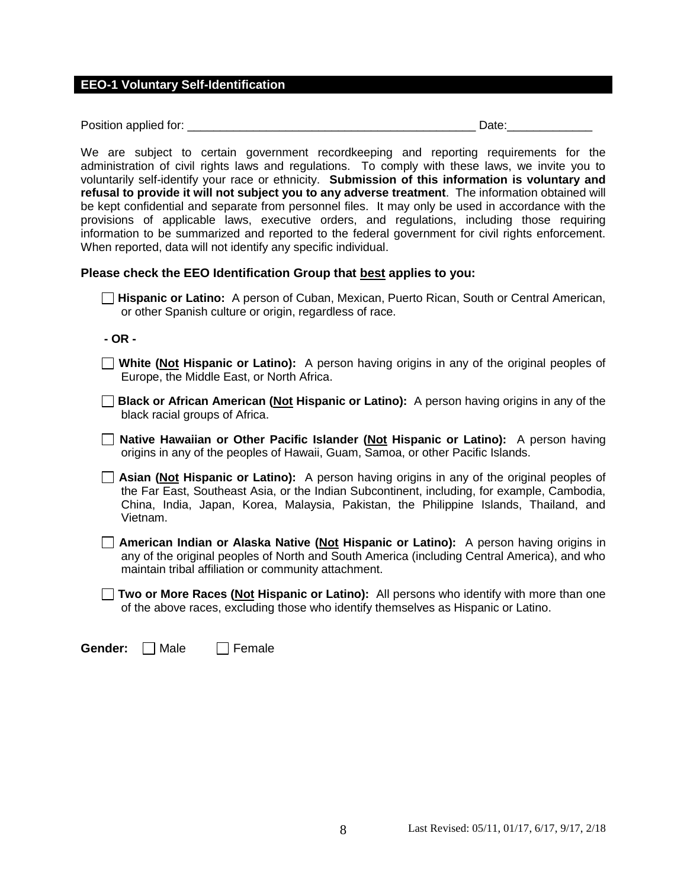## EEO-1 Voluntary Self-Identification

Position applied for: _____________________________________________ Date:_____________

We are subject to certain government recordkeeping and reporting requirements for the administration of civil rights laws and regulations. To comply with these laws, we invite you to voluntarily self-identify your race or ethnicity. **Submission of this information is voluntary and refusal to provide it will not subject you to any adverse treatment**. The information obtained will be kept confidential and separate from personnel files. It may only be used in accordance with the provisions of applicable laws, executive orders, and regulations, including those requiring information to be summarized and reported to the federal government for civil rights enforcement. When reported, data will not identify any specific individual.

**Please check the EEO Identification Group that best applies to you:**

☐ **Hispanic or Latino:** A person of Cuban, Mexican, Puerto Rican, South or Central American, or other Spanish culture or origin, regardless of race.

**- OR -**

☐ **White (Not Hispanic or Latino):** A person having origins in any of the original peoples of Europe, the Middle East, or North Africa.

☐ **Black or African American (Not Hispanic or Latino):** A person having origins in any of the black racial groups of Africa.

☐ **Native Hawaiian or Other Pacific Islander (Not Hispanic or Latino):** A person having origins in any of the peoples of Hawaii, Guam, Samoa, or other Pacific Islands.

☐ **Asian (Not Hispanic or Latino):** A person having origins in any of the original peoples of the Far East, Southeast Asia, or the Indian Subcontinent, including, for example, Cambodia, China, India, Japan, Korea, Malaysia, Pakistan, the Philippine Islands, Thailand, and Vietnam.

☐ **American Indian or Alaska Native (Not Hispanic or Latino):** A person having origins in any of the original peoples of North and South America (including Central America), and who maintain tribal affiliation or community attachment.

☐ **Two or More Races (Not Hispanic or Latino):** All persons who identify with more than one of the above races, excluding those who identify themselves as Hispanic or Latino.

**Gender:** ☐ Male ☐ Female

Last Revised: 05/11, 01/17, 6/17, 9/17, 2/18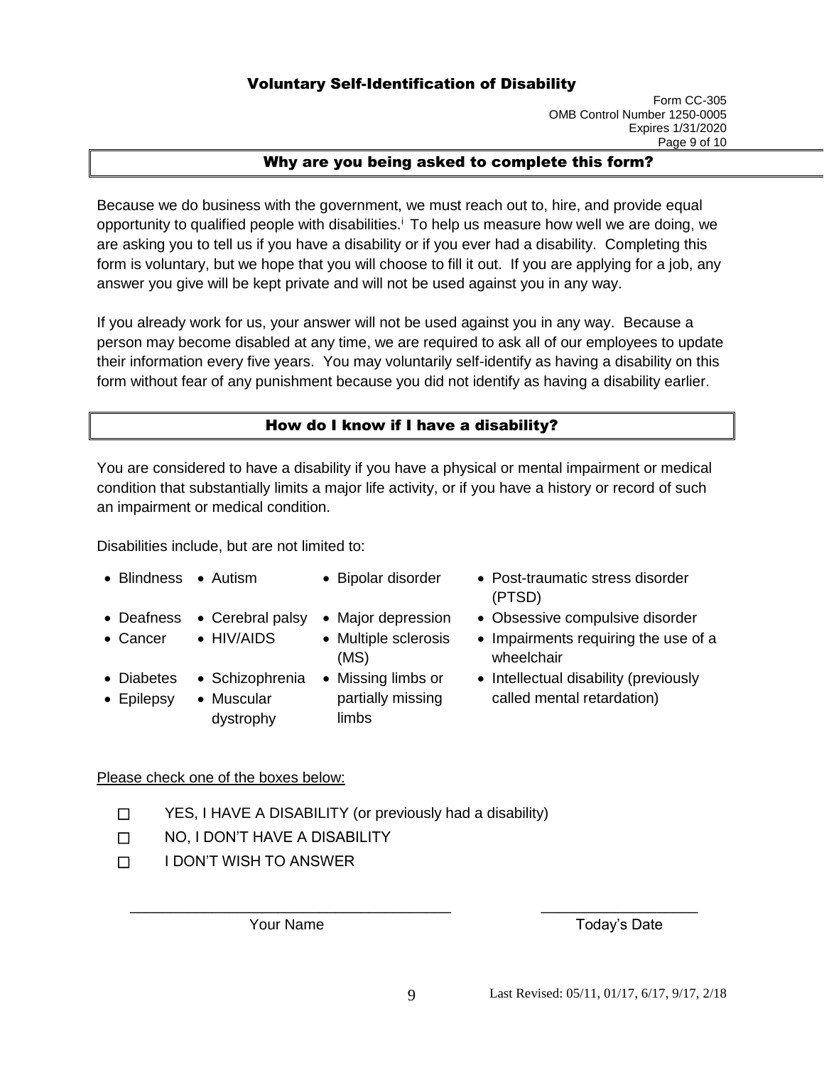# Voluntary Self-Identification of Disability

Form CC-305
OMB Control Number 1250-0005
Expires 1/31/2020

## Why are you being asked to complete this form?

Because we do business with the government, we must reach out to, hire, and provide equal opportunity to qualified people with disabilities.[i] To help us measure how well we are doing, we are asking you to tell us if you have a disability or if you ever had a disability. Completing this form is voluntary, but we hope that you will choose to fill it out. If you are applying for a job, any answer you give will be kept private and will not be used against you in any way.

If you already work for us, your answer will not be used against you in any way. Because a person may become disabled at any time, we are required to ask all of our employees to update their information every five years. You may voluntarily self-identify as having a disability on this form without fear of any punishment because you did not identify as having a disability earlier.

## How do I know if I have a disability?

You are considered to have a disability if you have a physical or mental impairment or medical condition that substantially limits a major life activity, or if you have a history or record of such an impairment or medical condition.

Disabilities include, but are not limited to:

- Blindness
- Deafness
- Cancer
- Diabetes
- Epilepsy
- Autism
- Cerebral palsy
- HIV/AIDS
- Schizophrenia
- Muscular dystrophy
- Bipolar disorder
- Major depression
- Multiple sclerosis (MS)
- Missing limbs or partially missing limbs
- Post-traumatic stress disorder (PTSD)
- Obsessive compulsive disorder
- Impairments requiring the use of a wheelchair
- Intellectual disability (previously called mental retardation)

Please check one of the boxes below:

☐ YES, I HAVE A DISABILITY (or previously had a disability)

☐ NO, I DON'T HAVE A DISABILITY

☐ I DON'T WISH TO ANSWER

\_\_\_\_\_\_\_\_\_\_\_\_\_\_\_\_\_\_\_\_\_\_\_\_\_\_\_\_\_\_\_\_\_\_\_\_\_\_ \_\_\_\_\_\_\_\_\_\_\_\_\_\_\_\_\_\_\_\_

Your Name Today's Date

Last Revised: 05/11, 01/17, 6/17, 9/17, 2/18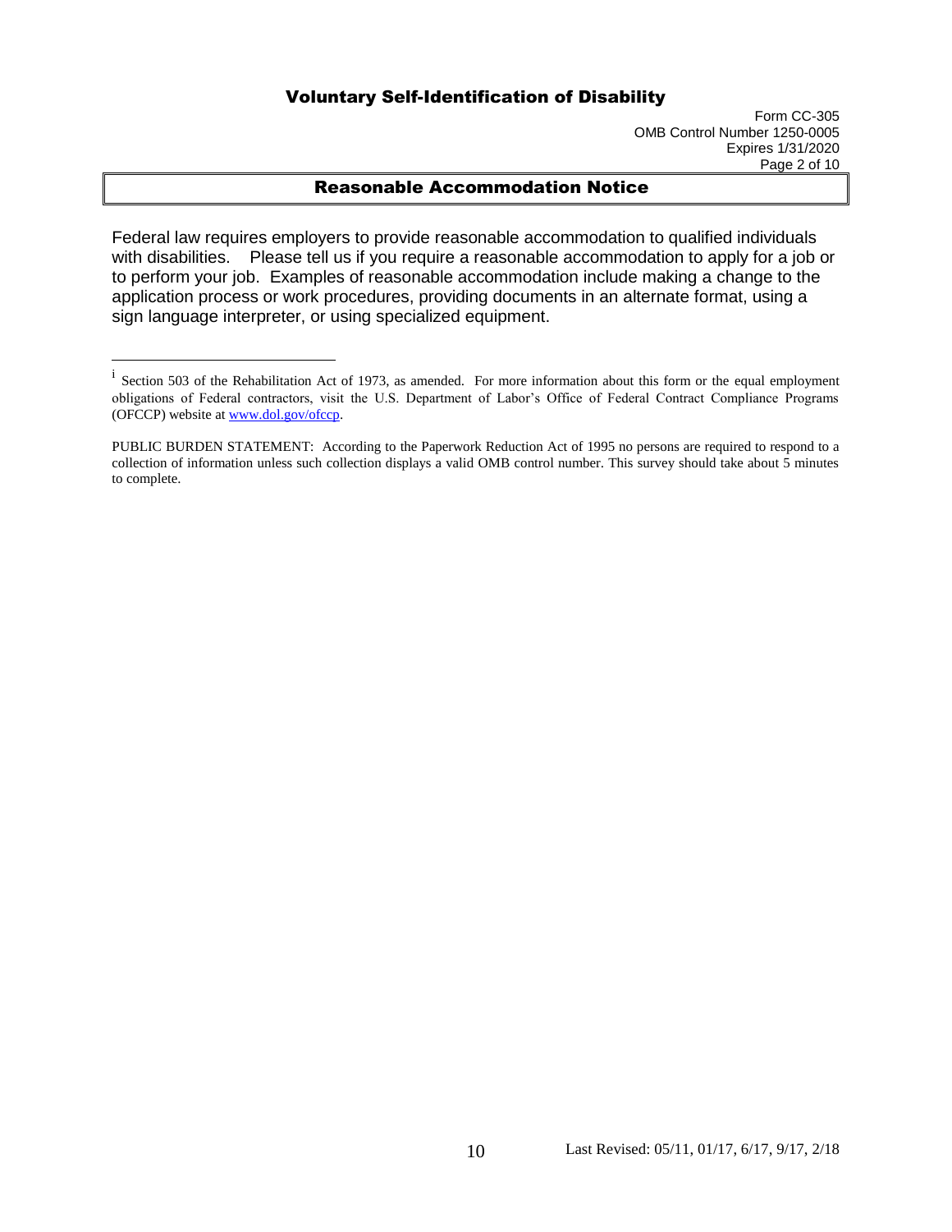# Voluntary Self-Identification of Disability

Form CC-305
OMB Control Number 1250-0005
Expires 1/31/2020
Page 2 of 10

## Reasonable Accommodation Notice

Federal law requires employers to provide reasonable accommodation to qualified individuals with disabilities. Please tell us if you require a reasonable accommodation to apply for a job or to perform your job. Examples of reasonable accommodation include making a change to the application process or work procedures, providing documents in an alternate format, using a sign language interpreter, or using specialized equipment.

---

[i] Section 503 of the Rehabilitation Act of 1973, as amended. For more information about this form or the equal employment obligations of Federal contractors, visit the U.S. Department of Labor's Office of Federal Contract Compliance Programs (OFCCP) website at [www.dol.gov/ofccp](http://www.dol.gov/ofccp).

PUBLIC BURDEN STATEMENT: According to the Paperwork Reduction Act of 1995 no persons are required to respond to a collection of information unless such collection displays a valid OMB control number. This survey should take about 5 minutes to complete.

Last Revised: 05/11, 01/17, 6/17, 9/17, 2/18